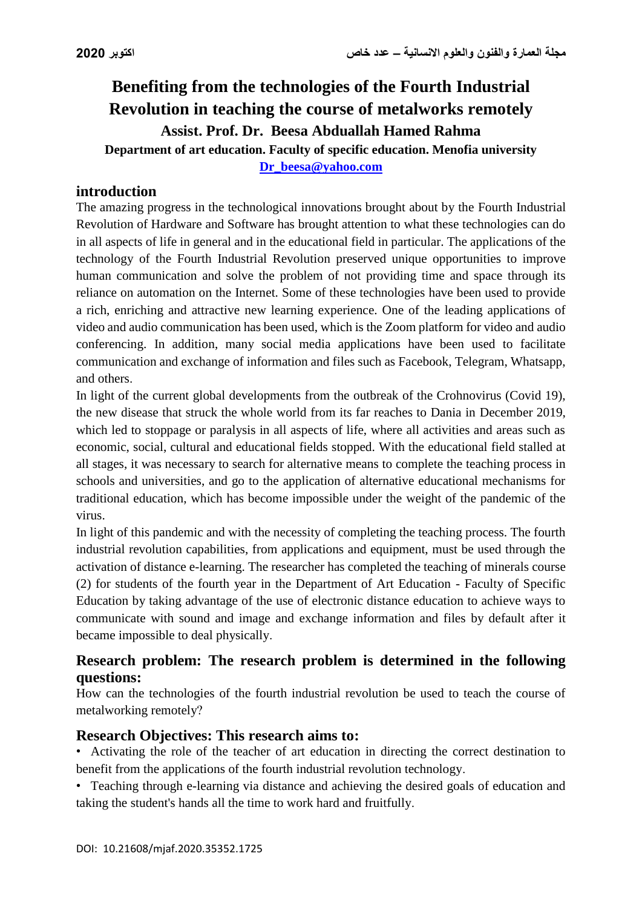# Benefiting from the technologies of the Fourth Industrial Revolution in teaching the course of metalworks remotely

**Assist. Prof. Dr. Beesa Abduallah Hamed Rahma**

**Department of art education. Faculty of specific education. Menofia university**

**Dr_beesa@yahoo.com**

## introduction

The amazing progress in the technological innovations brought about by the Fourth Industrial Revolution of Hardware and Software has brought attention to what these technologies can do in all aspects of life in general and in the educational field in particular. The applications of the technology of the Fourth Industrial Revolution preserved unique opportunities to improve human communication and solve the problem of not providing time and space through its reliance on automation on the Internet. Some of these technologies have been used to provide a rich, enriching and attractive new learning experience. One of the leading applications of video and audio communication has been used, which is the Zoom platform for video and audio conferencing. In addition, many social media applications have been used to facilitate communication and exchange of information and files such as Facebook, Telegram, Whatsapp, and others.

In light of the current global developments from the outbreak of the Crohnovirus (Covid 19), the new disease that struck the whole world from its far reaches to Dania in December 2019, which led to stoppage or paralysis in all aspects of life, where all activities and areas such as economic, social, cultural and educational fields stopped. With the educational field stalled at all stages, it was necessary to search for alternative means to complete the teaching process in schools and universities, and go to the application of alternative educational mechanisms for traditional education, which has become impossible under the weight of the pandemic of the virus.

In light of this pandemic and with the necessity of completing the teaching process. The fourth industrial revolution capabilities, from applications and equipment, must be used through the activation of distance e-learning. The researcher has completed the teaching of minerals course (2) for students of the fourth year in the Department of Art Education - Faculty of Specific Education by taking advantage of the use of electronic distance education to achieve ways to communicate with sound and image and exchange information and files by default after it became impossible to deal physically.

## Research problem: The research problem is determined in the following questions:

How can the technologies of the fourth industrial revolution be used to teach the course of metalworking remotely?

## Research Objectives: This research aims to:

- Activating the role of the teacher of art education in directing the correct destination to benefit from the applications of the fourth industrial revolution technology.
- Teaching through e-learning via distance and achieving the desired goals of education and taking the student's hands all the time to work hard and fruitfully.

DOI: 10.21608/mjaf.2020.35352.1725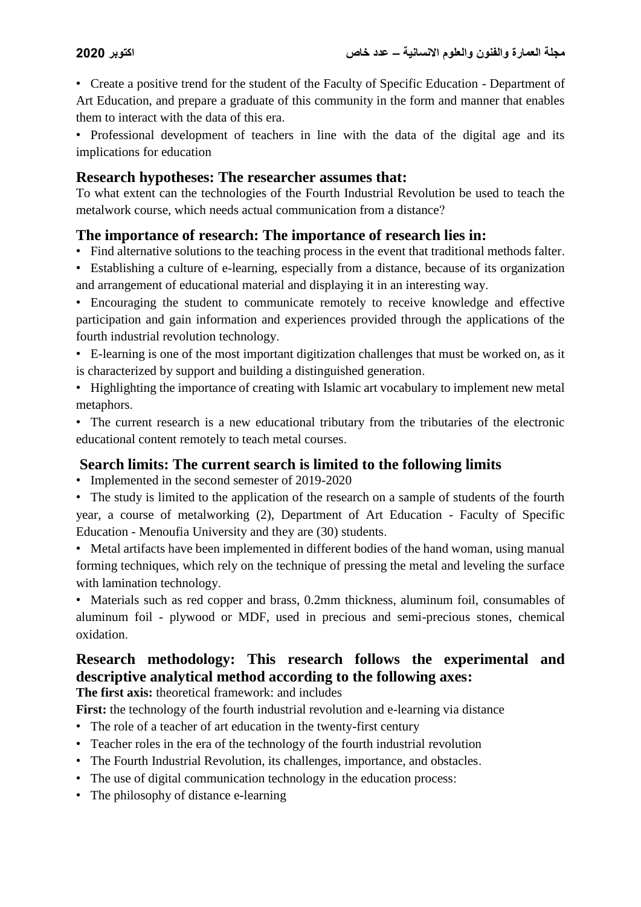- Create a positive trend for the student of the Faculty of Specific Education - Department of Art Education, and prepare a graduate of this community in the form and manner that enables them to interact with the data of this era.
- Professional development of teachers in line with the data of the digital age and its implications for education

## Research hypotheses: The researcher assumes that:

To what extent can the technologies of the Fourth Industrial Revolution be used to teach the metalwork course, which needs actual communication from a distance?

## The importance of research: The importance of research lies in:

- Find alternative solutions to the teaching process in the event that traditional methods falter.
- Establishing a culture of e-learning, especially from a distance, because of its organization and arrangement of educational material and displaying it in an interesting way.
- Encouraging the student to communicate remotely to receive knowledge and effective participation and gain information and experiences provided through the applications of the fourth industrial revolution technology.
- E-learning is one of the most important digitization challenges that must be worked on, as it is characterized by support and building a distinguished generation.
- Highlighting the importance of creating with Islamic art vocabulary to implement new metal metaphors.
- The current research is a new educational tributary from the tributaries of the electronic educational content remotely to teach metal courses.

## Search limits: The current search is limited to the following limits

- Implemented in the second semester of 2019-2020
- The study is limited to the application of the research on a sample of students of the fourth year, a course of metalworking (2), Department of Art Education - Faculty of Specific Education - Menoufia University and they are (30) students.
- Metal artifacts have been implemented in different bodies of the hand woman, using manual forming techniques, which rely on the technique of pressing the metal and leveling the surface with lamination technology.
- Materials such as red copper and brass, 0.2mm thickness, aluminum foil, consumables of aluminum foil - plywood or MDF, used in precious and semi-precious stones, chemical oxidation.

## Research methodology: This research follows the experimental and descriptive analytical method according to the following axes:

**The first axis:** theoretical framework: and includes

**First:** the technology of the fourth industrial revolution and e-learning via distance

- The role of a teacher of art education in the twenty-first century
- Teacher roles in the era of the technology of the fourth industrial revolution
- The Fourth Industrial Revolution, its challenges, importance, and obstacles.
- The use of digital communication technology in the education process:
- The philosophy of distance e-learning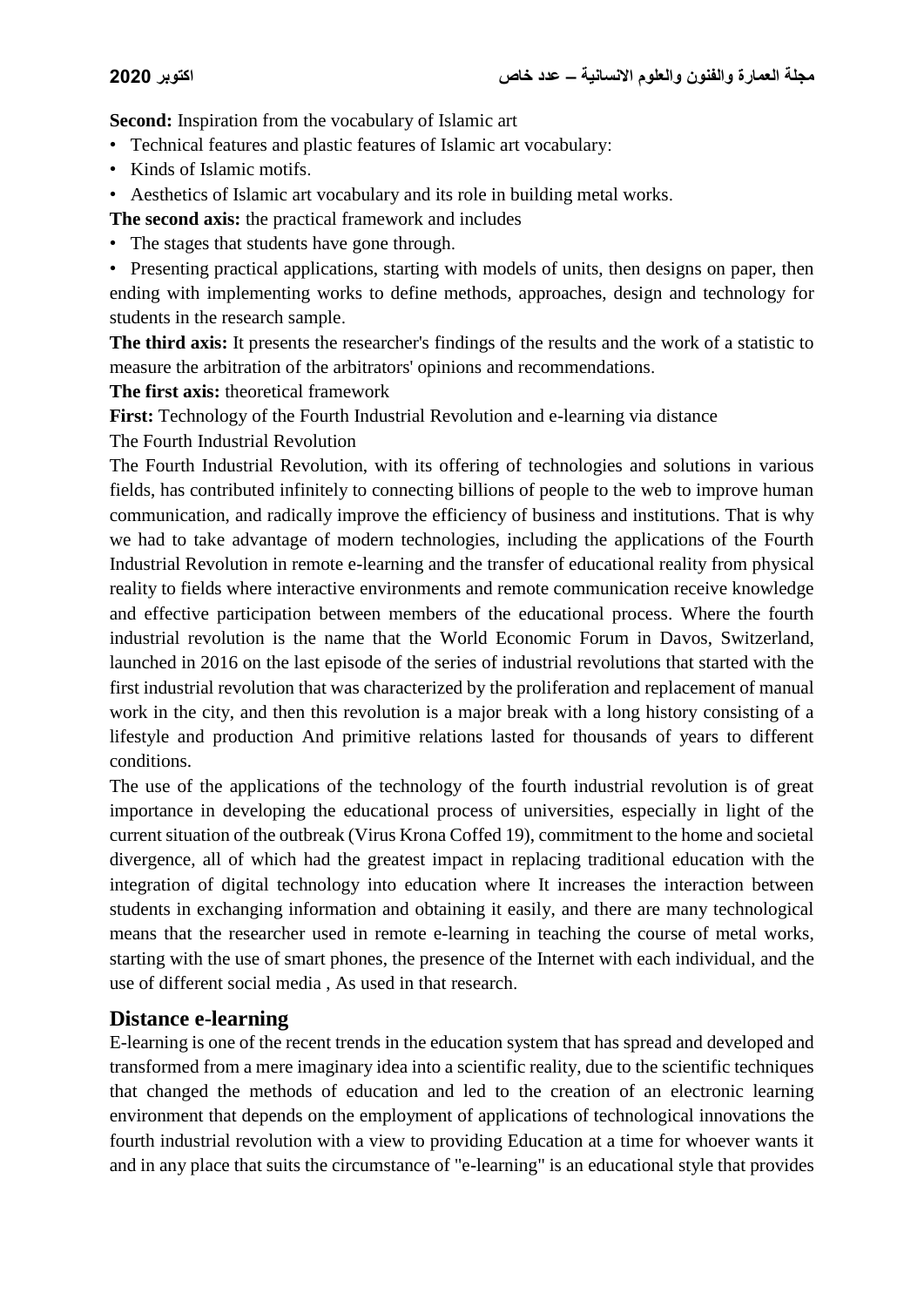**Second:** Inspiration from the vocabulary of Islamic art

- Technical features and plastic features of Islamic art vocabulary:
- Kinds of Islamic motifs.
- Aesthetics of Islamic art vocabulary and its role in building metal works.

**The second axis:** the practical framework and includes

- The stages that students have gone through.
- Presenting practical applications, starting with models of units, then designs on paper, then ending with implementing works to define methods, approaches, design and technology for students in the research sample.

**The third axis:** It presents the researcher's findings of the results and the work of a statistic to measure the arbitration of the arbitrators' opinions and recommendations.

**The first axis:** theoretical framework

**First:** Technology of the Fourth Industrial Revolution and e-learning via distance

The Fourth Industrial Revolution

The Fourth Industrial Revolution, with its offering of technologies and solutions in various fields, has contributed infinitely to connecting billions of people to the web to improve human communication, and radically improve the efficiency of business and institutions. That is why we had to take advantage of modern technologies, including the applications of the Fourth Industrial Revolution in remote e-learning and the transfer of educational reality from physical reality to fields where interactive environments and remote communication receive knowledge and effective participation between members of the educational process. Where the fourth industrial revolution is the name that the World Economic Forum in Davos, Switzerland, launched in 2016 on the last episode of the series of industrial revolutions that started with the first industrial revolution that was characterized by the proliferation and replacement of manual work in the city, and then this revolution is a major break with a long history consisting of a lifestyle and production And primitive relations lasted for thousands of years to different conditions.

The use of the applications of the technology of the fourth industrial revolution is of great importance in developing the educational process of universities, especially in light of the current situation of the outbreak (Virus Krona Coffed 19), commitment to the home and societal divergence, all of which had the greatest impact in replacing traditional education with the integration of digital technology into education where It increases the interaction between students in exchanging information and obtaining it easily, and there are many technological means that the researcher used in remote e-learning in teaching the course of metal works, starting with the use of smart phones, the presence of the Internet with each individual, and the use of different social media , As used in that research.

## Distance e-learning

E-learning is one of the recent trends in the education system that has spread and developed and transformed from a mere imaginary idea into a scientific reality, due to the scientific techniques that changed the methods of education and led to the creation of an electronic learning environment that depends on the employment of applications of technological innovations the fourth industrial revolution with a view to providing Education at a time for whoever wants it and in any place that suits the circumstance of "e-learning" is an educational style that provides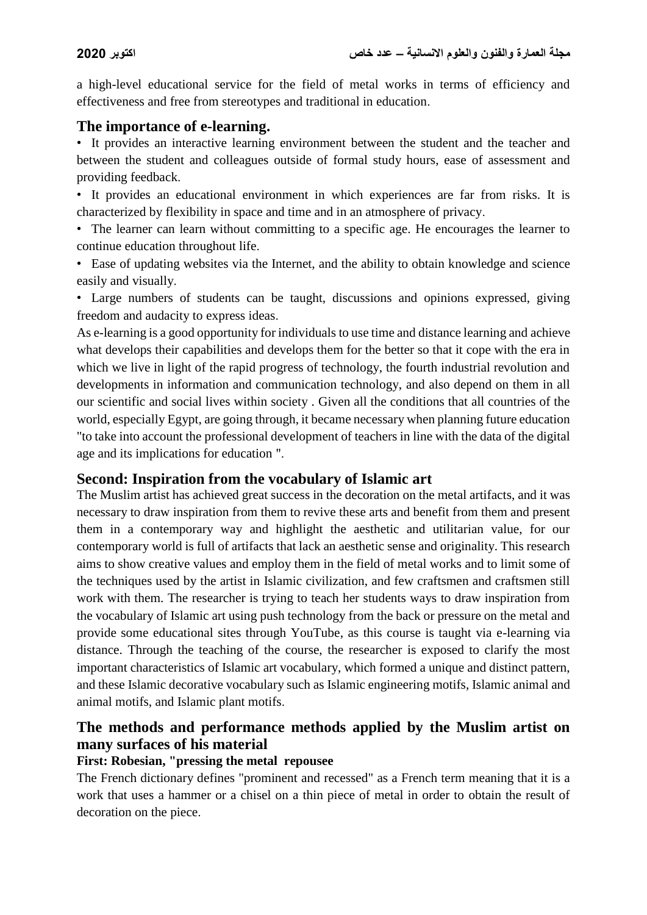a high-level educational service for the field of metal works in terms of efficiency and effectiveness and free from stereotypes and traditional in education.

## The importance of e-learning.

• It provides an interactive learning environment between the student and the teacher and between the student and colleagues outside of formal study hours, ease of assessment and providing feedback.

• It provides an educational environment in which experiences are far from risks. It is characterized by flexibility in space and time and in an atmosphere of privacy.

• The learner can learn without committing to a specific age. He encourages the learner to continue education throughout life.

• Ease of updating websites via the Internet, and the ability to obtain knowledge and science easily and visually.

• Large numbers of students can be taught, discussions and opinions expressed, giving freedom and audacity to express ideas.

As e-learning is a good opportunity for individuals to use time and distance learning and achieve what develops their capabilities and develops them for the better so that it cope with the era in which we live in light of the rapid progress of technology, the fourth industrial revolution and developments in information and communication technology, and also depend on them in all our scientific and social lives within society . Given all the conditions that all countries of the world, especially Egypt, are going through, it became necessary when planning future education "to take into account the professional development of teachers in line with the data of the digital age and its implications for education ".

## Second: Inspiration from the vocabulary of Islamic art

The Muslim artist has achieved great success in the decoration on the metal artifacts, and it was necessary to draw inspiration from them to revive these arts and benefit from them and present them in a contemporary way and highlight the aesthetic and utilitarian value, for our contemporary world is full of artifacts that lack an aesthetic sense and originality. This research aims to show creative values and employ them in the field of metal works and to limit some of the techniques used by the artist in Islamic civilization, and few craftsmen and craftsmen still work with them. The researcher is trying to teach her students ways to draw inspiration from the vocabulary of Islamic art using push technology from the back or pressure on the metal and provide some educational sites through YouTube, as this course is taught via e-learning via distance. Through the teaching of the course, the researcher is exposed to clarify the most important characteristics of Islamic art vocabulary, which formed a unique and distinct pattern, and these Islamic decorative vocabulary such as Islamic engineering motifs, Islamic animal and animal motifs, and Islamic plant motifs.

## The methods and performance methods applied by the Muslim artist on many surfaces of his material

### First: Robesian, "pressing the metal repousee

The French dictionary defines "prominent and recessed" as a French term meaning that it is a work that uses a hammer or a chisel on a thin piece of metal in order to obtain the result of decoration on the piece.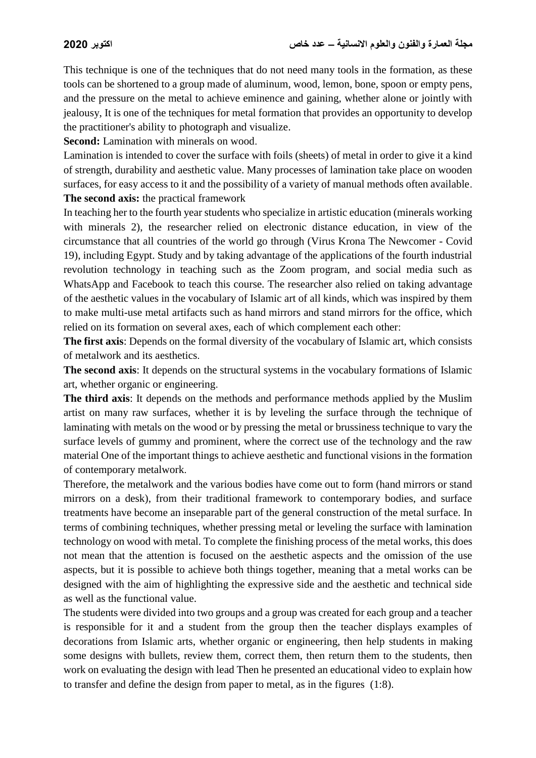This technique is one of the techniques that do not need many tools in the formation, as these tools can be shortened to a group made of aluminum, wood, lemon, bone, spoon or empty pens, and the pressure on the metal to achieve eminence and gaining, whether alone or jointly with jealousy, It is one of the techniques for metal formation that provides an opportunity to develop the practitioner's ability to photograph and visualize.

**Second:** Lamination with minerals on wood.

Lamination is intended to cover the surface with foils (sheets) of metal in order to give it a kind of strength, durability and aesthetic value. Many processes of lamination take place on wooden surfaces, for easy access to it and the possibility of a variety of manual methods often available.

**The second axis:** the practical framework

In teaching her to the fourth year students who specialize in artistic education (minerals working with minerals 2), the researcher relied on electronic distance education, in view of the circumstance that all countries of the world go through (Virus Krona The Newcomer - Covid 19), including Egypt. Study and by taking advantage of the applications of the fourth industrial revolution technology in teaching such as the Zoom program, and social media such as WhatsApp and Facebook to teach this course. The researcher also relied on taking advantage of the aesthetic values in the vocabulary of Islamic art of all kinds, which was inspired by them to make multi-use metal artifacts such as hand mirrors and stand mirrors for the office, which relied on its formation on several axes, each of which complement each other:

**The first axis**: Depends on the formal diversity of the vocabulary of Islamic art, which consists of metalwork and its aesthetics.

**The second axis**: It depends on the structural systems in the vocabulary formations of Islamic art, whether organic or engineering.

**The third axis**: It depends on the methods and performance methods applied by the Muslim artist on many raw surfaces, whether it is by leveling the surface through the technique of laminating with metals on the wood or by pressing the metal or brussiness technique to vary the surface levels of gummy and prominent, where the correct use of the technology and the raw material One of the important things to achieve aesthetic and functional visions in the formation of contemporary metalwork.

Therefore, the metalwork and the various bodies have come out to form (hand mirrors or stand mirrors on a desk), from their traditional framework to contemporary bodies, and surface treatments have become an inseparable part of the general construction of the metal surface. In terms of combining techniques, whether pressing metal or leveling the surface with lamination technology on wood with metal. To complete the finishing process of the metal works, this does not mean that the attention is focused on the aesthetic aspects and the omission of the use aspects, but it is possible to achieve both things together, meaning that a metal works can be designed with the aim of highlighting the expressive side and the aesthetic and technical side as well as the functional value.

The students were divided into two groups and a group was created for each group and a teacher is responsible for it and a student from the group then the teacher displays examples of decorations from Islamic arts, whether organic or engineering, then help students in making some designs with bullets, review them, correct them, then return them to the students, then work on evaluating the design with lead Then he presented an educational video to explain how to transfer and define the design from paper to metal, as in the figures (1:8).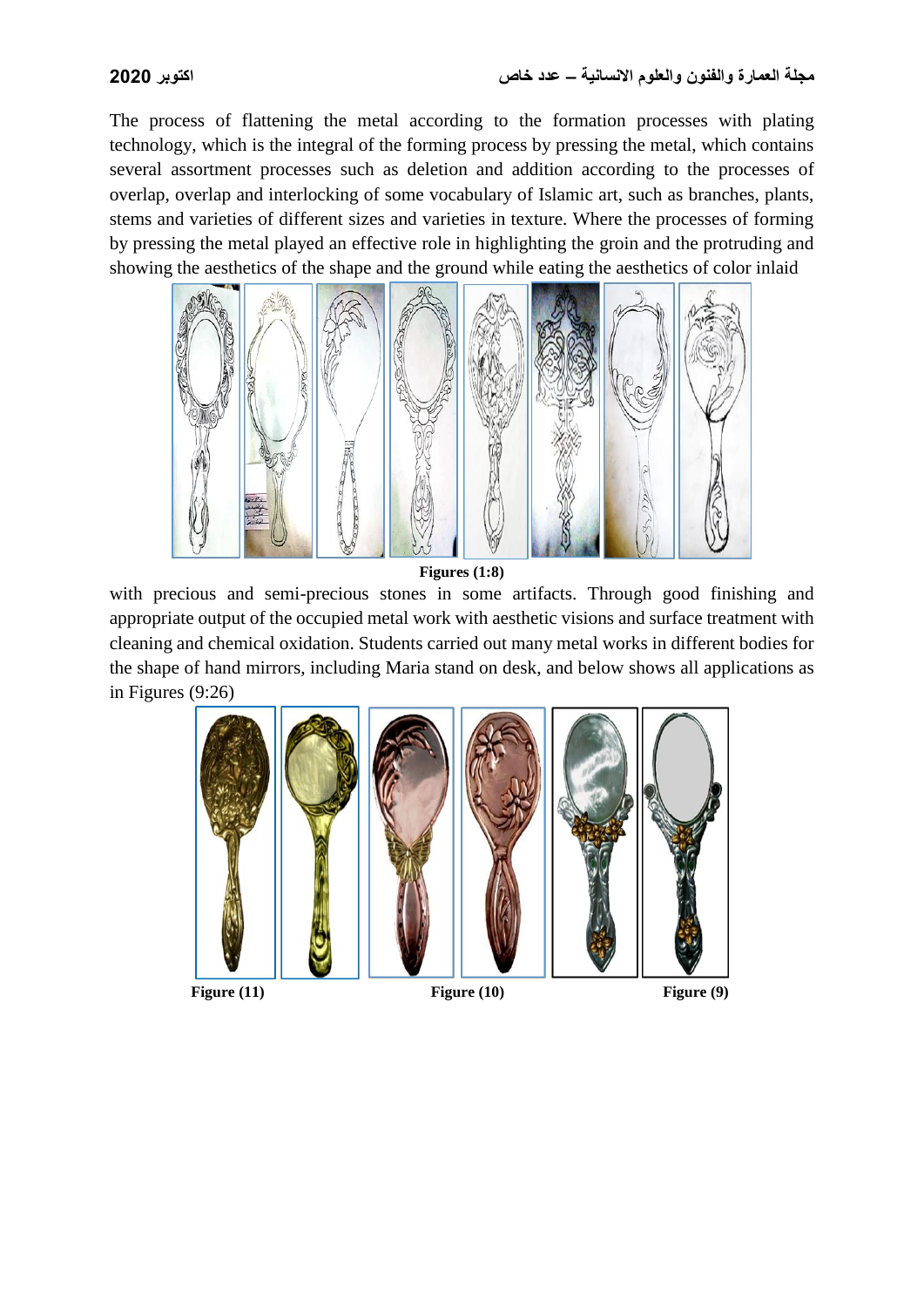The process of flattening the metal according to the formation processes with plating technology, which is the integral of the forming process by pressing the metal, which contains several assortment processes such as deletion and addition according to the processes of overlap, overlap and interlocking of some vocabulary of Islamic art, such as branches, plants, stems and varieties of different sizes and varieties in texture. Where the processes of forming by pressing the metal played an effective role in highlighting the groin and the protruding and showing the aesthetics of the shape and the ground while eating the aesthetics of color inlaid

**Figures (1:8)**

with precious and semi-precious stones in some artifacts. Through good finishing and appropriate output of the occupied metal work with aesthetic visions and surface treatment with cleaning and chemical oxidation. Students carried out many metal works in different bodies for the shape of hand mirrors, including Maria stand on desk, and below shows all applications as in Figures (9:26)

**Figure (11)** **Figure (10)** **Figure (9)**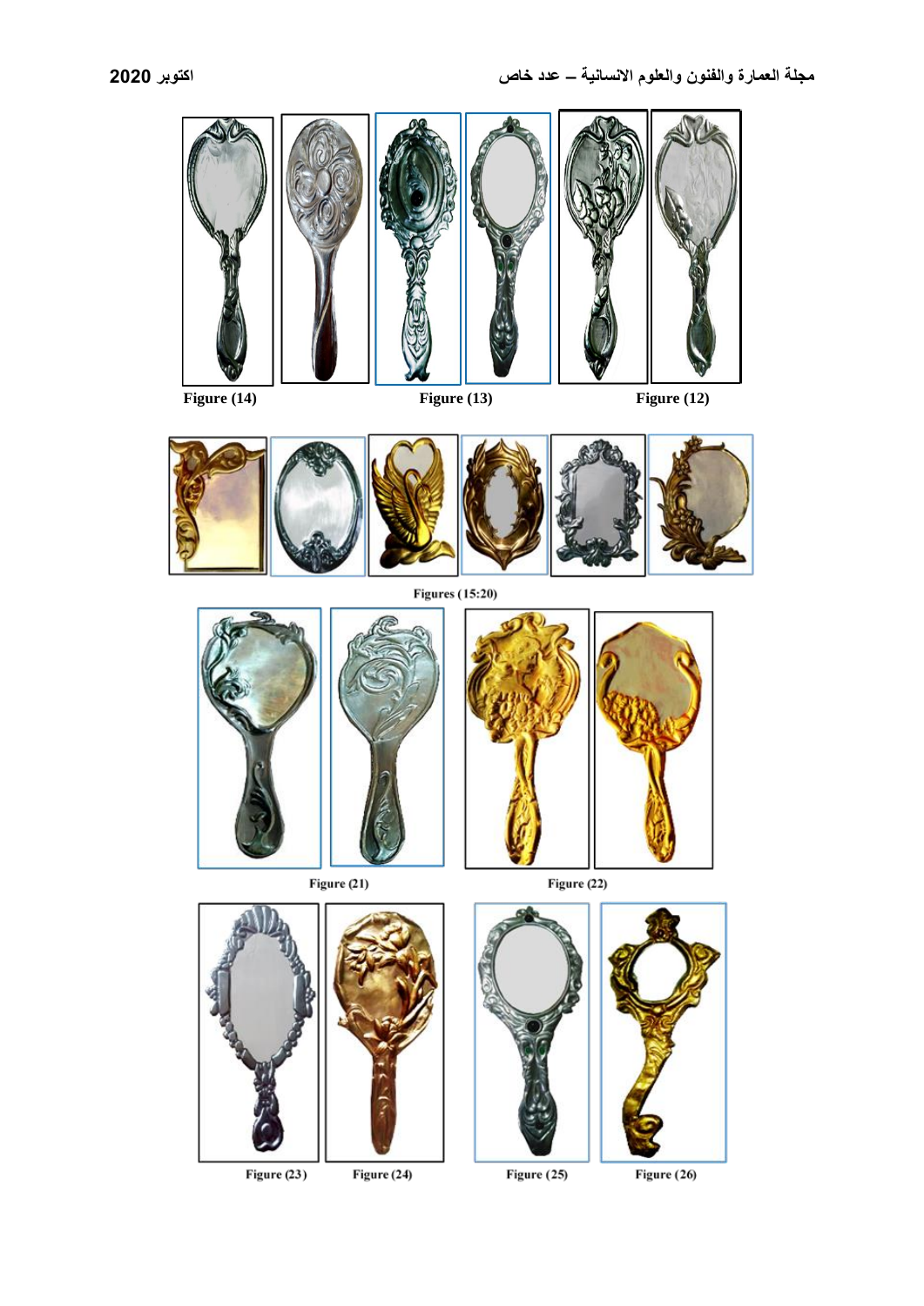Figure (14)

Figure (13)

Figure (12)

Figures (15:20)

Figure (21)

Figure (22)

Figure (23)

Figure (24)

Figure (25)

Figure (26)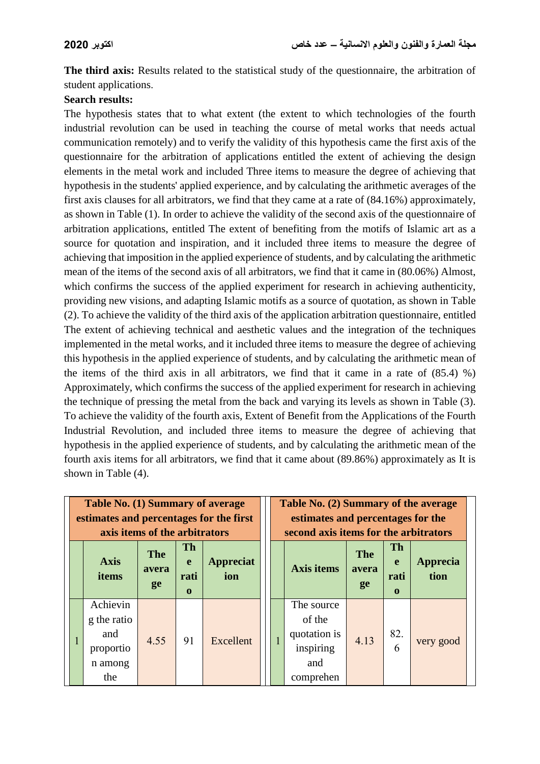**The third axis:** Results related to the statistical study of the questionnaire, the arbitration of student applications.

**Search results:**

The hypothesis states that to what extent (the extent to which technologies of the fourth industrial revolution can be used in teaching the course of metal works that needs actual communication remotely) and to verify the validity of this hypothesis came the first axis of the questionnaire for the arbitration of applications entitled the extent of achieving the design elements in the metal work and included Three items to measure the degree of achieving that hypothesis in the students' applied experience, and by calculating the arithmetic averages of the first axis clauses for all arbitrators, we find that they came at a rate of (84.16%) approximately, as shown in Table (1). In order to achieve the validity of the second axis of the questionnaire of arbitration applications, entitled The extent of benefiting from the motifs of Islamic art as a source for quotation and inspiration, and it included three items to measure the degree of achieving that imposition in the applied experience of students, and by calculating the arithmetic mean of the items of the second axis of all arbitrators, we find that it came in (80.06%) Almost, which confirms the success of the applied experiment for research in achieving authenticity, providing new visions, and adapting Islamic motifs as a source of quotation, as shown in Table (2). To achieve the validity of the third axis of the application arbitration questionnaire, entitled The extent of achieving technical and aesthetic values and the integration of the techniques implemented in the metal works, and it included three items to measure the degree of achieving this hypothesis in the applied experience of students, and by calculating the arithmetic mean of the items of the third axis in all arbitrators, we find that it came in a rate of (85.4) %) Approximately, which confirms the success of the applied experiment for research in achieving the technique of pressing the metal from the back and varying its levels as shown in Table (3). To achieve the validity of the fourth axis, Extent of Benefit from the Applications of the Fourth Industrial Revolution, and included three items to measure the degree of achieving that hypothesis in the applied experience of students, and by calculating the arithmetic mean of the fourth axis items for all arbitrators, we find that it came about (89.86%) approximately as It is shown in Table (4).

**Table No. (1) Summary of average estimates and percentages for the first axis items of the arbitrators**

| | Axis items | The average | The ratio | Appreciation |
|---|---|---|---|---|
| 1 | Achieving the ratio and proportion among the | 4.55 | 91 | Excellent |

**Table No. (2) Summary of the average estimates and percentages for the second axis items for the arbitrators**

| | Axis items | The average | The ratio | Appreciation |
|---|---|---|---|---|
| 1 | The source of the quotation is inspiring and comprehen | 4.13 | 82.6 | very good |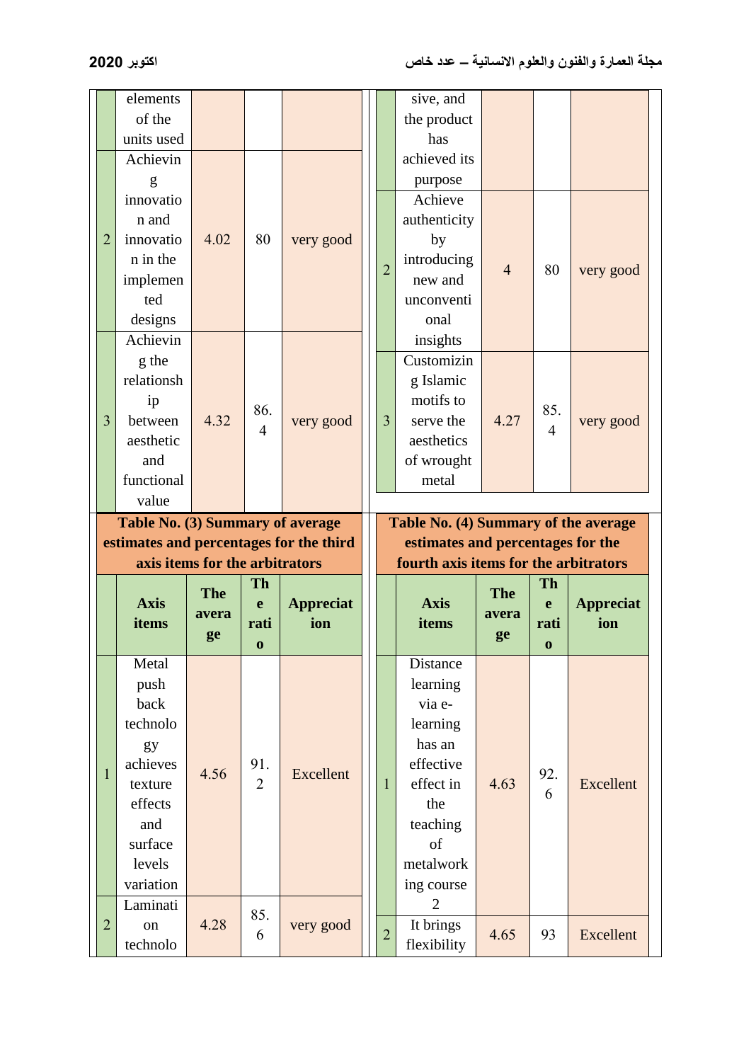| | | | | |
|---|---|---|---|---|
| | elements of the units used | | | |
| 2 | Achieving innovation and innovation in the implemented designs | 4.02 | 80 | very good |
| 3 | Achieving the relationship between aesthetic and functional value | 4.32 | 86.4 | very good |

| | | | | |
|---|---|---|---|---|
| | sive, and the product has achieved its purpose | | | |
| 2 | Achieve authenticity by introducing new and unconventional insights | 4 | 80 | very good |
| 3 | Customizing Islamic motifs to serve the aesthetics of wrought metal | 4.27 | 85.4 | very good |

**Table No. (3) Summary of average estimates and percentages for the third axis items for the arbitrators**

| | Axis items | The average | The ratio | Appreciation |
|---|---|---|---|---|
| 1 | Metal push back technology achieves texture effects and surface levels variation | 4.56 | 91.2 | Excellent |
| 2 | Lamination technolo | 4.28 | 85.6 | very good |

**Table No. (4) Summary of the average estimates and percentages for the fourth axis items for the arbitrators**

| | Axis items | The average | The ratio | Appreciation |
|---|---|---|---|---|
| 1 | Distance learning via e-learning has an effective effect in the teaching of metalworking course 2 | 4.63 | 92.6 | Excellent |
| 2 | It brings flexibility | 4.65 | 93 | Excellent |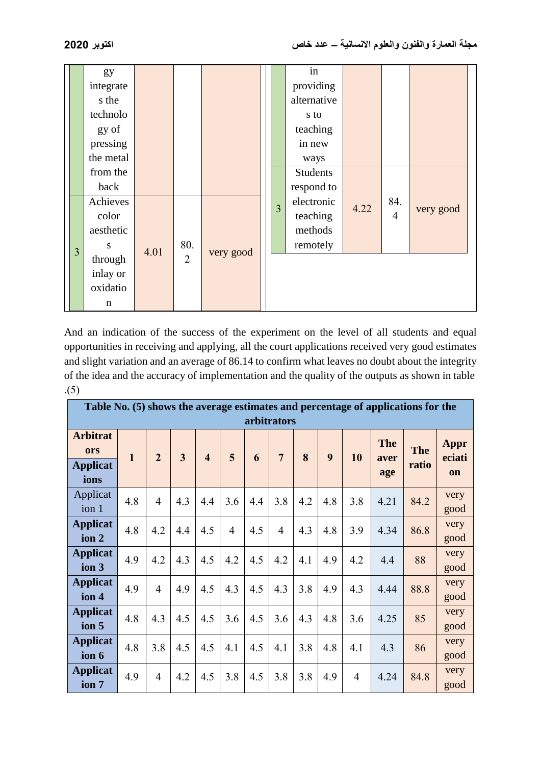| | gy integrates the technology of pressing the metal from the back | | | |
|---|---|---|---|---|
| 3 | Achieves color aesthetics through inlay or oxidation | 4.01 | 80.2 | very good |

| | in providing alternatives to teaching in new ways | | | |
|---|---|---|---|---|
| 3 | Students respond to electronic teaching methods remotely | 4.22 | 84.4 | very good |

And an indication of the success of the experiment on the level of all students and equal opportunities in receiving and applying, all the court applications received very good estimates and slight variation and an average of 86.14 to confirm what leaves no doubt about the integrity of the idea and the accuracy of implementation and the quality of the outputs as shown in table .(5)

**Table No. (5) shows the average estimates and percentage of applications for the arbitrators**

| **Arbitrators** / **Applications** | **1** | **2** | **3** | **4** | **5** | **6** | **7** | **8** | **9** | **10** | **The average** | **The ratio** | **Appreciation** |
|---|---|---|---|---|---|---|---|---|---|---|---|---|---|
| Application 1 | 4.8 | 4 | 4.3 | 4.4 | 3.6 | 4.4 | 3.8 | 4.2 | 4.8 | 3.8 | 4.21 | 84.2 | very good |
| **Application 2** | 4.8 | 4.2 | 4.4 | 4.5 | 4 | 4.5 | 4 | 4.3 | 4.8 | 3.9 | 4.34 | 86.8 | very good |
| **Application 3** | 4.9 | 4.2 | 4.3 | 4.5 | 4.2 | 4.5 | 4.2 | 4.1 | 4.9 | 4.2 | 4.4 | 88 | very good |
| **Application 4** | 4.9 | 4 | 4.9 | 4.5 | 4.3 | 4.5 | 4.3 | 3.8 | 4.9 | 4.3 | 4.44 | 88.8 | very good |
| **Application 5** | 4.8 | 4.3 | 4.5 | 4.5 | 3.6 | 4.5 | 3.6 | 4.3 | 4.8 | 3.6 | 4.25 | 85 | very good |
| **Application 6** | 4.8 | 3.8 | 4.5 | 4.5 | 4.1 | 4.5 | 4.1 | 3.8 | 4.8 | 4.1 | 4.3 | 86 | very good |
| **Application 7** | 4.9 | 4 | 4.2 | 4.5 | 3.8 | 4.5 | 3.8 | 3.8 | 4.9 | 4 | 4.24 | 84.8 | very good |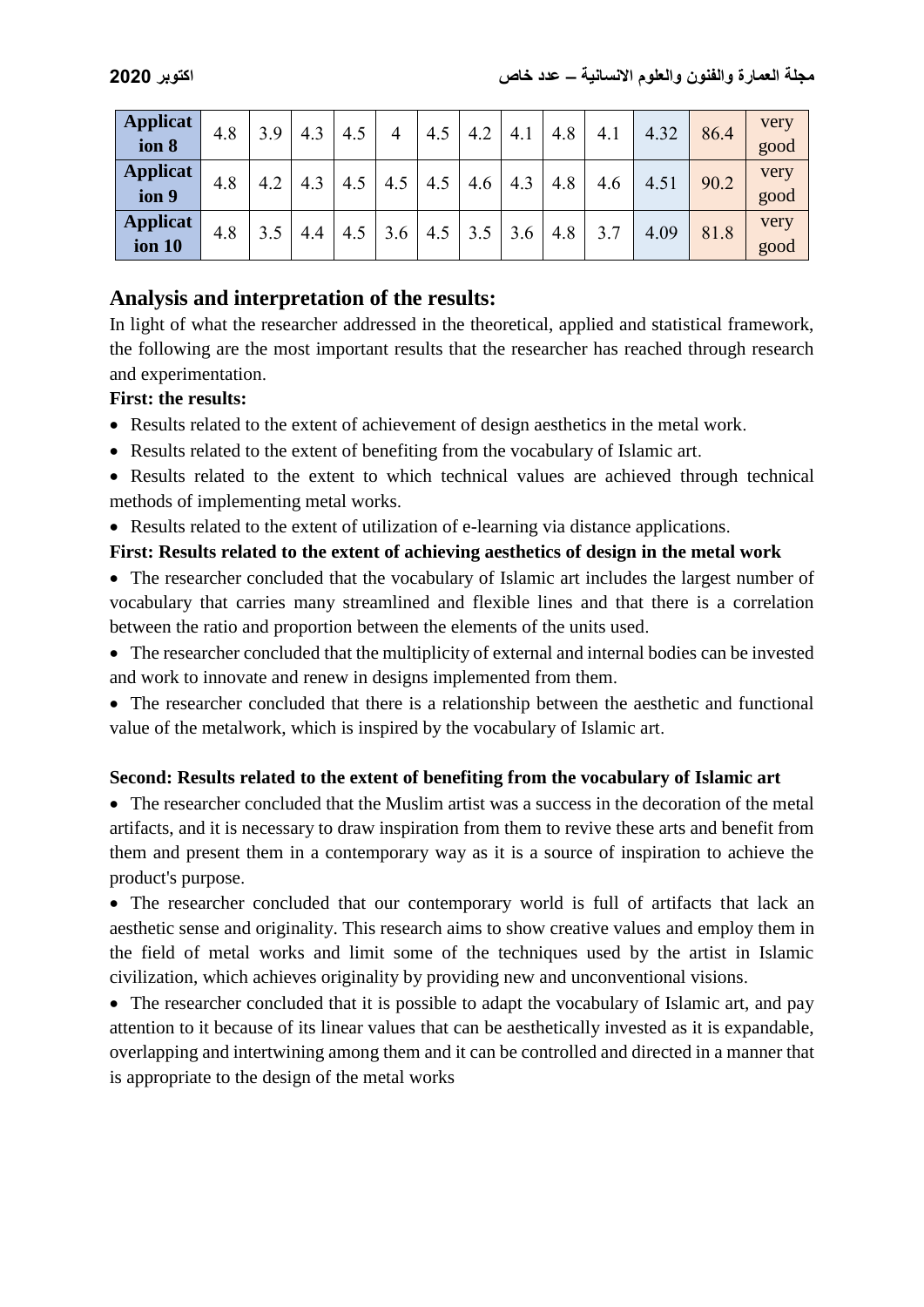| Application 8 | 4.8 | 3.9 | 4.3 | 4.5 | 4 | 4.5 | 4.2 | 4.1 | 4.8 | 4.1 | 4.32 | 86.4 | very good |
|---|---|---|---|---|---|---|---|---|---|---|---|---|---|
| Application 9 | 4.8 | 4.2 | 4.3 | 4.5 | 4.5 | 4.5 | 4.6 | 4.3 | 4.8 | 4.6 | 4.51 | 90.2 | very good |
| Application 10 | 4.8 | 3.5 | 4.4 | 4.5 | 3.6 | 4.5 | 3.5 | 3.6 | 4.8 | 3.7 | 4.09 | 81.8 | very good |

## Analysis and interpretation of the results:

In light of what the researcher addressed in the theoretical, applied and statistical framework, the following are the most important results that the researcher has reached through research and experimentation.

**First: the results:**

- Results related to the extent of achievement of design aesthetics in the metal work.
- Results related to the extent of benefiting from the vocabulary of Islamic art.
- Results related to the extent to which technical values are achieved through technical methods of implementing metal works.
- Results related to the extent of utilization of e-learning via distance applications.

**First: Results related to the extent of achieving aesthetics of design in the metal work**

- The researcher concluded that the vocabulary of Islamic art includes the largest number of vocabulary that carries many streamlined and flexible lines and that there is a correlation between the ratio and proportion between the elements of the units used.
- The researcher concluded that the multiplicity of external and internal bodies can be invested and work to innovate and renew in designs implemented from them.
- The researcher concluded that there is a relationship between the aesthetic and functional value of the metalwork, which is inspired by the vocabulary of Islamic art.

**Second: Results related to the extent of benefiting from the vocabulary of Islamic art**

- The researcher concluded that the Muslim artist was a success in the decoration of the metal artifacts, and it is necessary to draw inspiration from them to revive these arts and benefit from them and present them in a contemporary way as it is a source of inspiration to achieve the product's purpose.
- The researcher concluded that our contemporary world is full of artifacts that lack an aesthetic sense and originality. This research aims to show creative values and employ them in the field of metal works and limit some of the techniques used by the artist in Islamic civilization, which achieves originality by providing new and unconventional visions.
- The researcher concluded that it is possible to adapt the vocabulary of Islamic art, and pay attention to it because of its linear values that can be aesthetically invested as it is expandable, overlapping and intertwining among them and it can be controlled and directed in a manner that is appropriate to the design of the metal works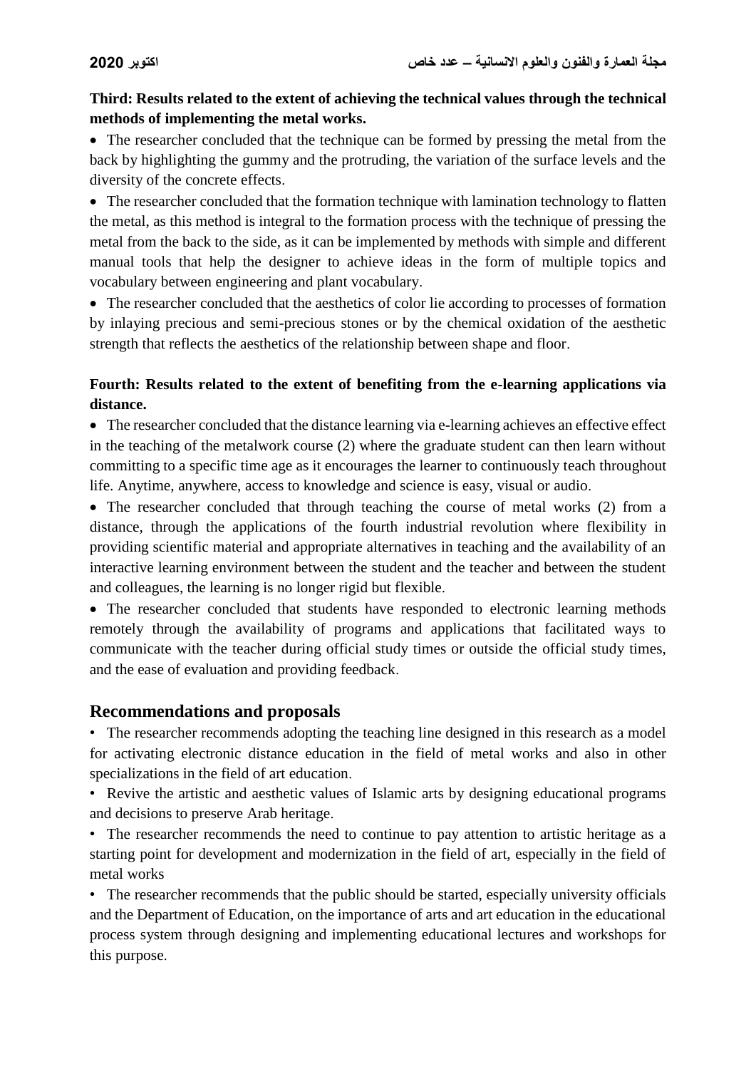**Third: Results related to the extent of achieving the technical values through the technical methods of implementing the metal works.**

- The researcher concluded that the technique can be formed by pressing the metal from the back by highlighting the gummy and the protruding, the variation of the surface levels and the diversity of the concrete effects.
- The researcher concluded that the formation technique with lamination technology to flatten the metal, as this method is integral to the formation process with the technique of pressing the metal from the back to the side, as it can be implemented by methods with simple and different manual tools that help the designer to achieve ideas in the form of multiple topics and vocabulary between engineering and plant vocabulary.
- The researcher concluded that the aesthetics of color lie according to processes of formation by inlaying precious and semi-precious stones or by the chemical oxidation of the aesthetic strength that reflects the aesthetics of the relationship between shape and floor.

**Fourth: Results related to the extent of benefiting from the e-learning applications via distance.**

- The researcher concluded that the distance learning via e-learning achieves an effective effect in the teaching of the metalwork course (2) where the graduate student can then learn without committing to a specific time age as it encourages the learner to continuously teach throughout life. Anytime, anywhere, access to knowledge and science is easy, visual or audio.
- The researcher concluded that through teaching the course of metal works (2) from a distance, through the applications of the fourth industrial revolution where flexibility in providing scientific material and appropriate alternatives in teaching and the availability of an interactive learning environment between the student and the teacher and between the student and colleagues, the learning is no longer rigid but flexible.
- The researcher concluded that students have responded to electronic learning methods remotely through the availability of programs and applications that facilitated ways to communicate with the teacher during official study times or outside the official study times, and the ease of evaluation and providing feedback.

## Recommendations and proposals

- The researcher recommends adopting the teaching line designed in this research as a model for activating electronic distance education in the field of metal works and also in other specializations in the field of art education.
- Revive the artistic and aesthetic values of Islamic arts by designing educational programs and decisions to preserve Arab heritage.
- The researcher recommends the need to continue to pay attention to artistic heritage as a starting point for development and modernization in the field of art, especially in the field of metal works
- The researcher recommends that the public should be started, especially university officials and the Department of Education, on the importance of arts and art education in the educational process system through designing and implementing educational lectures and workshops for this purpose.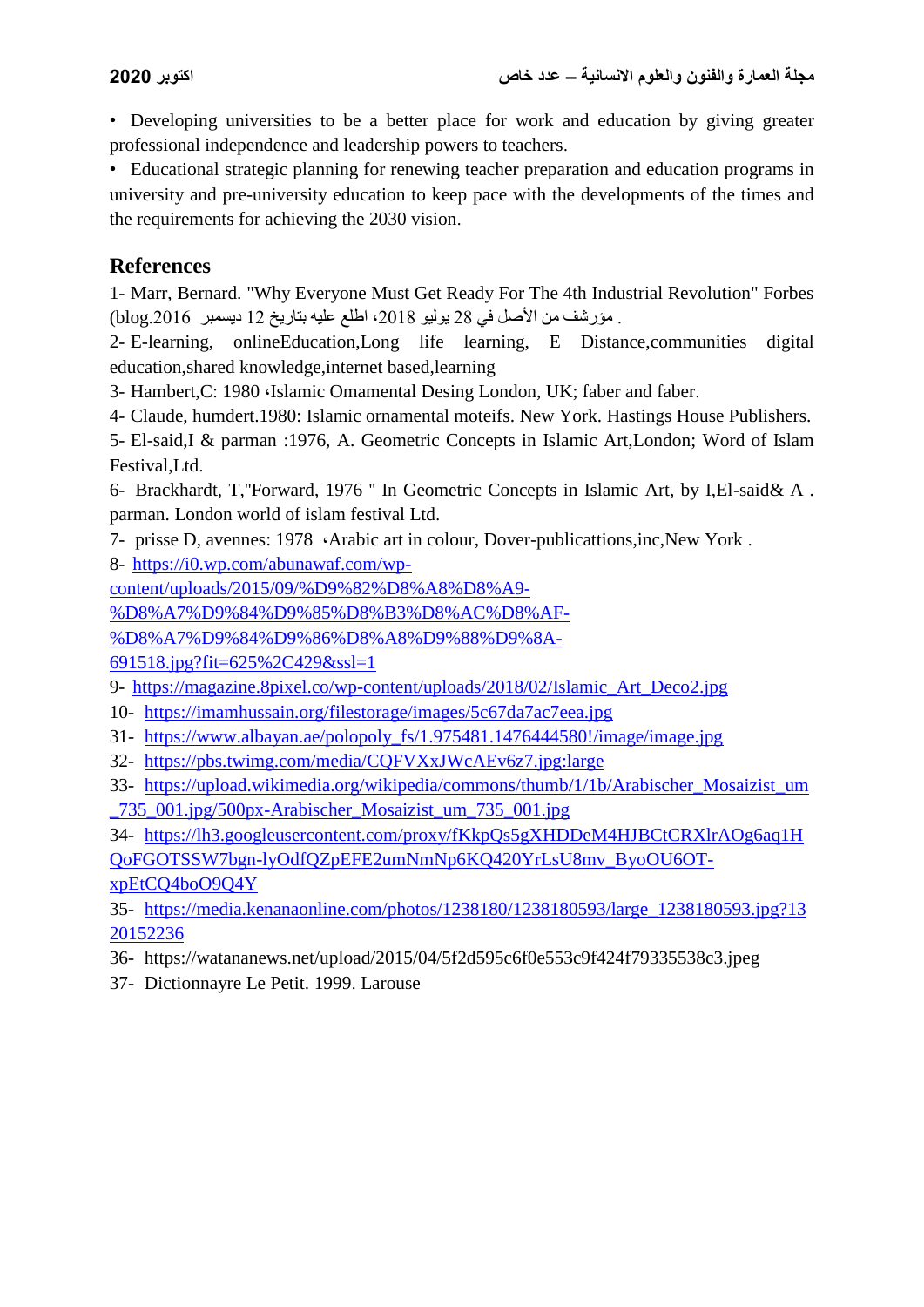• Developing universities to be a better place for work and education by giving greater professional independence and leadership powers to teachers.

• Educational strategic planning for renewing teacher preparation and education programs in university and pre-university education to keep pace with the developments of the times and the requirements for achieving the 2030 vision.

## References

1- Marr, Bernard. "Why Everyone Must Get Ready For The 4th Industrial Revolution" Forbes (blog.2016 ديسمبر 12 مؤرشف من الأصل في 28 يوليو 2018، اطلع عليه بتاريخ .

2- E-learning, onlineEducation,Long life learning, E Distance,communities digital education,shared knowledge,internet based,learning

3- Hambert,C: 1980 ،Islamic Omamental Desing London, UK; faber and faber.

4- Claude, humdert.1980: Islamic ornamental moteifs. New York. Hastings House Publishers.

5- El-said,I & parman :1976, A. Geometric Concepts in Islamic Art,London; Word of Islam Festival,Ltd.

6- Brackhardt, T,"Forward, 1976 " In Geometric Concepts in Islamic Art, by I,El-said& A . parman. London world of islam festival Ltd.

7- prisse D, avennes: 1978 ،Arabic art in colour, Dover-publicattions,inc,New York .

8- https://i0.wp.com/abunawaf.com/wp-content/uploads/2015/09/%D9%82%D8%A8%D8%A9-%D8%A7%D9%84%D9%85%D8%B3%D8%AC%D8%AF-%D8%A7%D9%84%D9%86%D8%A8%D9%88%D9%8A-691518.jpg?fit=625%2C429&ssl=1

9- https://magazine.8pixel.co/wp-content/uploads/2018/02/Islamic_Art_Deco2.jpg

10- https://imamhussain.org/filestorage/images/5c67da7ac7eea.jpg

31- https://www.albayan.ae/polopoly_fs/1.975481.1476444580!/image/image.jpg

32- https://pbs.twimg.com/media/CQFVXxJWcAEv6z7.jpg:large

33- https://upload.wikimedia.org/wikipedia/commons/thumb/1/1b/Arabischer_Mosaizist_um_735_001.jpg/500px-Arabischer_Mosaizist_um_735_001.jpg

34- https://lh3.googleusercontent.com/proxy/fKkpQs5gXHDDeM4HJBCtCRXlrAOg6aq1HQoFGOTSSW7bgn-lyOdfQZpEFE2umNmNp6KQ420YrLsU8mv_ByoOU6OT-xpEtCQ4boO9Q4Y

35- https://media.kenanaonline.com/photos/1238180/1238180593/large_1238180593.jpg?1320152236

36- https://watananews.net/upload/2015/04/5f2d595c6f0e553c9f424f79335538c3.jpeg

37- Dictionnayre Le Petit. 1999. Larouse